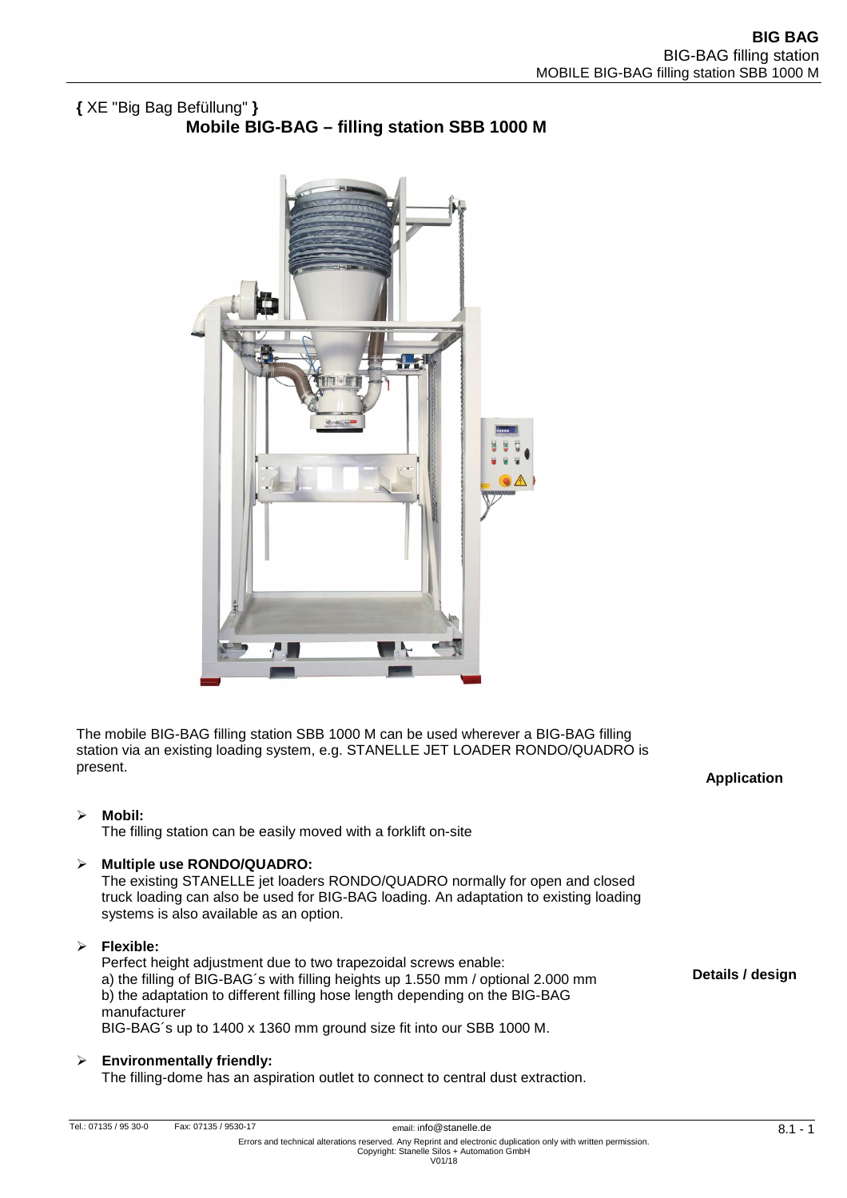{ XE "Big Bag Befüllung" }

# Mobile BIG-BAG – filling station SBB 1000 M

The mobile BIG-BAG filling station SBB 1000 M can be used wherever a BIG-BAG filling station via an existing loading system, e.g. STANELLE JET LOADER RONDO/QUADRO is present.

**Application**

- **Mobil:**
  The filling station can be easily moved with a forklift on-site

- **Multiple use RONDO/QUADRO:**
  The existing STANELLE jet loaders RONDO/QUADRO normally for open and closed truck loading can also be used for BIG-BAG loading. An adaptation to existing loading systems is also available as an option.

- **Flexible:**
  Perfect height adjustment due to two trapezoidal screws enable:
  a) the filling of BIG-BAG´s with filling heights up 1.550 mm / optional 2.000 mm
  b) the adaptation to different filling hose length depending on the BIG-BAG manufacturer
  BIG-BAG´s up to 1400 x 1360 mm ground size fit into our SBB 1000 M.

**Details / design**

- **Environmentally friendly:**
  The filling-dome has an aspiration outlet to connect to central dust extraction.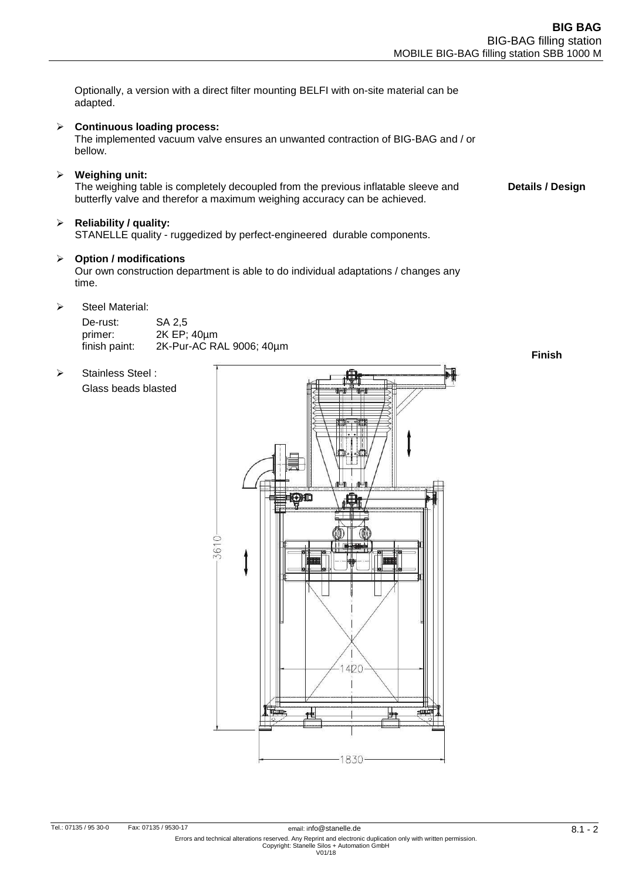Optionally, a version with a direct filter mounting BELFI with on-site material can be adapted.

- **Continuous loading process:**
  The implemented vacuum valve ensures an unwanted contraction of BIG-BAG and / or bellow.

- **Weighing unit:**
  The weighing table is completely decoupled from the previous inflatable sleeve and butterfly valve and therefor a maximum weighing accuracy can be achieved.

**Details / Design**

- **Reliability / quality:**
  STANELLE quality - ruggedized by perfect-engineered durable components.

- **Option / modifications**
  Our own construction department is able to do individual adaptations / changes any time.

- Steel Material:

| | |
|---|---|
| De-rust: | SA 2,5 |
| primer: | 2K EP; 40µm |
| finish paint: | 2K-Pur-AC RAL 9006; 40µm |

**Finish**

- Stainless Steel :
  Glass beads blasted

3610

1420

1830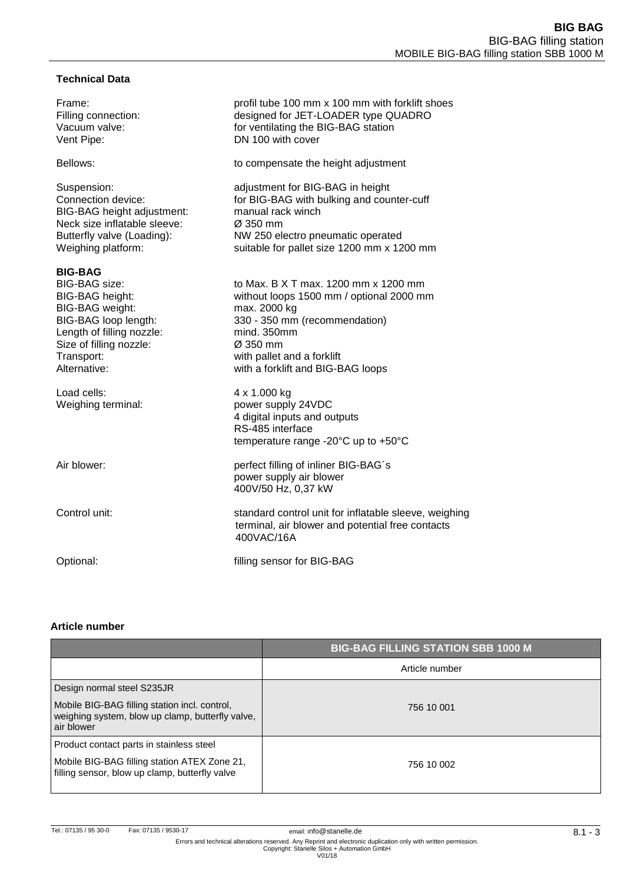## Technical Data

| | |
|---|---|
| Frame: | profil tube 100 mm x 100 mm with forklift shoes |
| Filling connection: | designed for JET-LOADER type QUADRO |
| Vacuum valve: | for ventilating the BIG-BAG station |
| Vent Pipe: | DN 100 with cover |
| Bellows: | to compensate the height adjustment |
| Suspension: | adjustment for BIG-BAG in height |
| Connection device: | for BIG-BAG with bulking and counter-cuff |
| BIG-BAG height adjustment: | manual rack winch |
| Neck size inflatable sleeve: | Ø 350 mm |
| Butterfly valve (Loading): | NW 250 electro pneumatic operated |
| Weighing platform: | suitable for pallet size 1200 mm x 1200 mm |

**BIG-BAG**

| | |
|---|---|
| BIG-BAG size: | to Max. B X T max. 1200 mm x 1200 mm |
| BIG-BAG height: | without loops 1500 mm / optional 2000 mm |
| BIG-BAG weight: | max. 2000 kg |
| BIG-BAG loop length: | 330 - 350 mm (recommendation) |
| Length of filling nozzle: | mind. 350mm |
| Size of filling nozzle: | Ø 350 mm |
| Transport: | with pallet and a forklift |
| Alternative: | with a forklift and BIG-BAG loops |
| Load cells: | 4 x 1.000 kg |
| Weighing terminal: | power supply 24VDC<br>4 digital inputs and outputs<br>RS-485 interface<br>temperature range -20°C up to +50°C |
| Air blower: | perfect filling of inliner BIG-BAG´s<br>power supply air blower<br>400V/50 Hz, 0,37 kW |
| Control unit: | standard control unit for inflatable sleeve, weighing terminal, air blower and potential free contacts 400VAC/16A |
| Optional: | filling sensor for BIG-BAG |

## Article number

| | BIG-BAG FILLING STATION SBB 1000 M |
|---|---|
| | Article number |
| Design normal steel S235JR<br>Mobile BIG-BAG filling station incl. control, weighing system, blow up clamp, butterfly valve, air blower | 756 10 001 |
| Product contact parts in stainless steel<br>Mobile BIG-BAG filling station ATEX Zone 21, filling sensor, blow up clamp, butterfly valve | 756 10 002 |